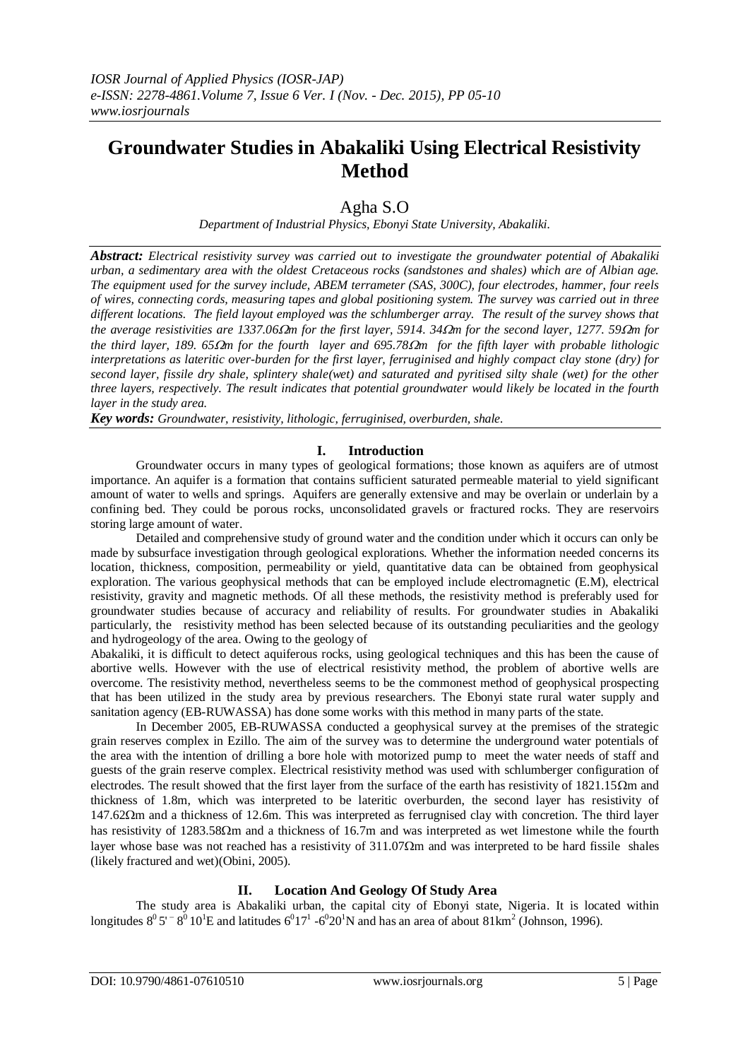# Groundwater Studies in Abakaliki Using Electrical Resistivity Method

Agha S.O

*Department of Industrial Physics, Ebonyi State University, Abakaliki.*

***Abstract:*** *Electrical resistivity survey was carried out to investigate the groundwater potential of Abakaliki urban, a sedimentary area with the oldest Cretaceous rocks (sandstones and shales) which are of Albian age. The equipment used for the survey include, ABEM terrameter (SAS, 300C), four electrodes, hammer, four reels of wires, connecting cords, measuring tapes and global positioning system. The survey was carried out in three different locations. The field layout employed was the schlumberger array. The result of the survey shows that the average resistivities are 1337.06Ωm for the first layer, 5914. 34Ωm for the second layer, 1277. 59Ωm for the third layer, 189. 65Ωm for the fourth layer and 695.78Ωm for the fifth layer with probable lithologic interpretations as lateritic over-burden for the first layer, ferruginised and highly compact clay stone (dry) for second layer, fissile dry shale, splintery shale(wet) and saturated and pyritised silty shale (wet) for the other three layers, respectively. The result indicates that potential groundwater would likely be located in the fourth layer in the study area.*

***Key words:*** *Groundwater, resistivity, lithologic, ferruginised, overburden, shale.*

## I. Introduction

Groundwater occurs in many types of geological formations; those known as aquifers are of utmost importance. An aquifer is a formation that contains sufficient saturated permeable material to yield significant amount of water to wells and springs. Aquifers are generally extensive and may be overlain or underlain by a confining bed. They could be porous rocks, unconsolidated gravels or fractured rocks. They are reservoirs storing large amount of water.

Detailed and comprehensive study of ground water and the condition under which it occurs can only be made by subsurface investigation through geological explorations. Whether the information needed concerns its location, thickness, composition, permeability or yield, quantitative data can be obtained from geophysical exploration. The various geophysical methods that can be employed include electromagnetic (E.M), electrical resistivity, gravity and magnetic methods. Of all these methods, the resistivity method is preferably used for groundwater studies because of accuracy and reliability of results. For groundwater studies in Abakaliki particularly, the resistivity method has been selected because of its outstanding peculiarities and the geology and hydrogeology of the area. Owing to the geology of Abakaliki, it is difficult to detect aquiferous rocks, using geological techniques and this has been the cause of abortive wells. However with the use of electrical resistivity method, the problem of abortive wells are overcome. The resistivity method, nevertheless seems to be the commonest method of geophysical prospecting that has been utilized in the study area by previous researchers. The Ebonyi state rural water supply and sanitation agency (EB-RUWASSA) has done some works with this method in many parts of the state.

In December 2005, EB-RUWASSA conducted a geophysical survey at the premises of the strategic grain reserves complex in Ezillo. The aim of the survey was to determine the underground water potentials of the area with the intention of drilling a bore hole with motorized pump to meet the water needs of staff and guests of the grain reserve complex. Electrical resistivity method was used with schlumberger configuration of electrodes. The result showed that the first layer from the surface of the earth has resistivity of 1821.15Ωm and thickness of 1.8m, which was interpreted to be lateritic overburden, the second layer has resistivity of 147.62Ωm and a thickness of 12.6m. This was interpreted as ferrugnised clay with concretion. The third layer has resistivity of 1283.58Ωm and a thickness of 16.7m and was interpreted as wet limestone while the fourth layer whose base was not reached has a resistivity of 311.07Ωm and was interpreted to be hard fissile shales (likely fractured and wet)(Obini, 2005).

## II. Location And Geology Of Study Area

The study area is Abakaliki urban, the capital city of Ebonyi state, Nigeria. It is located within longitudes $8^0 5' - 8^0 10^1$E and latitudes $6^0 17^1 - 6^0 20^1$N and has an area of about 81km$^2$ (Johnson, 1996).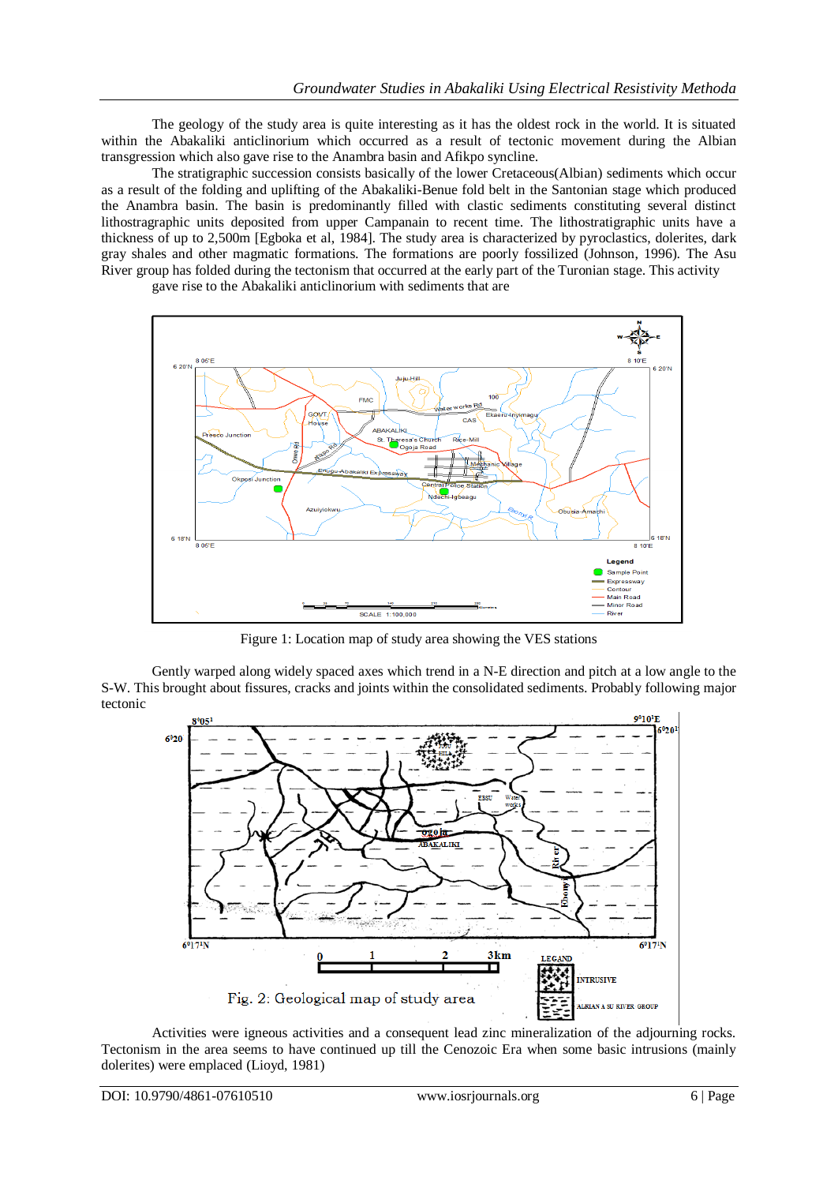The geology of the study area is quite interesting as it has the oldest rock in the world. It is situated within the Abakaliki anticlinorium which occurred as a result of tectonic movement during the Albian transgression which also gave rise to the Anambra basin and Afikpo syncline.

The stratigraphic succession consists basically of the lower Cretaceous(Albian) sediments which occur as a result of the folding and uplifting of the Abakaliki-Benue fold belt in the Santonian stage which produced the Anambra basin. The basin is predominantly filled with clastic sediments constituting several distinct lithostragraphic units deposited from upper Campanain to recent time. The lithostratigraphic units have a thickness of up to 2,500m [Egboka et al, 1984]. The study area is characterized by pyroclastics, dolerites, dark gray shales and other magmatic formations. The formations are poorly fossilized (Johnson, 1996). The Asu River group has folded during the tectonism that occurred at the early part of the Turonian stage. This activity gave rise to the Abakaliki anticlinorium with sediments that are

Figure 1: Location map of study area showing the VES stations

Gently warped along widely spaced axes which trend in a N-E direction and pitch at a low angle to the S-W. This brought about fissures, cracks and joints within the consolidated sediments. Probably following major tectonic

Fig. 2: Geological map of study area

Activities were igneous activities and a consequent lead zinc mineralization of the adjourning rocks. Tectonism in the area seems to have continued up till the Cenozoic Era when some basic intrusions (mainly dolerites) were emplaced (Lioyd, 1981)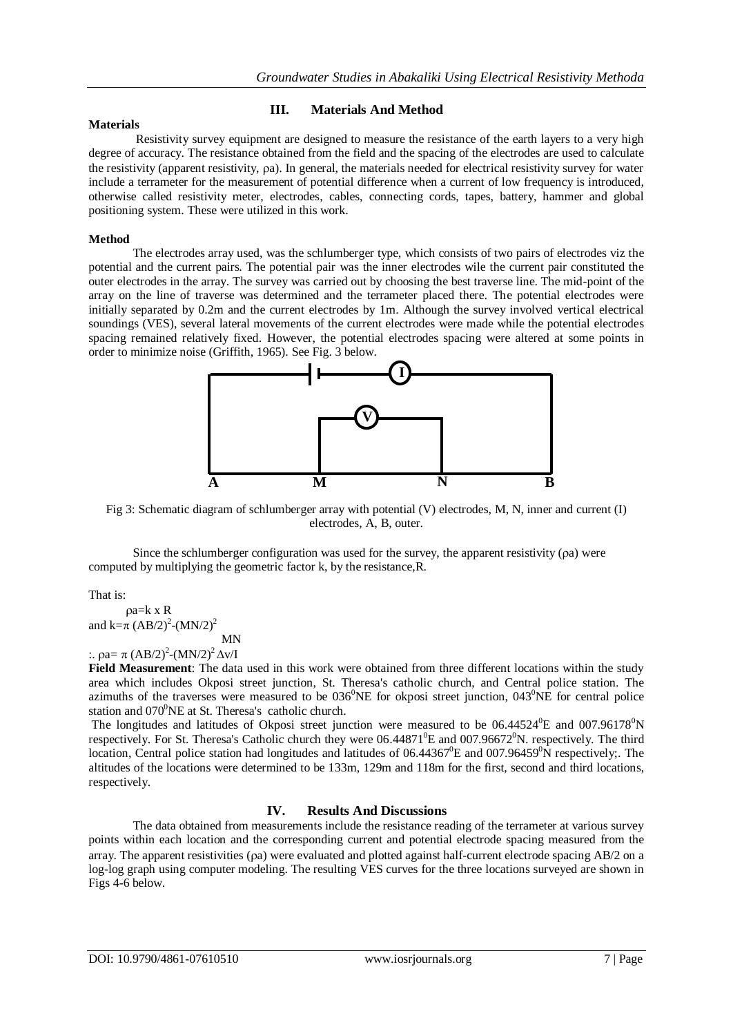## III. Materials And Method

**Materials**

Resistivity survey equipment are designed to measure the resistance of the earth layers to a very high degree of accuracy. The resistance obtained from the field and the spacing of the electrodes are used to calculate the resistivity (apparent resistivity, $\rho a$). In general, the materials needed for electrical resistivity survey for water include a terrameter for the measurement of potential difference when a current of low frequency is introduced, otherwise called resistivity meter, electrodes, cables, connecting cords, tapes, battery, hammer and global positioning system. These were utilized in this work.

**Method**

The electrodes array used, was the schlumberger type, which consists of two pairs of electrodes viz the potential and the current pairs. The potential pair was the inner electrodes wile the current pair constituted the outer electrodes in the array. The survey was carried out by choosing the best traverse line. The mid-point of the array on the line of traverse was determined and the terrameter placed there. The potential electrodes were initially separated by 0.2m and the current electrodes by 1m. Although the survey involved vertical electrical soundings (VES), several lateral movements of the current electrodes were made while the potential electrodes spacing remained relatively fixed. However, the potential electrodes spacing were altered at some points in order to minimize noise (Griffith, 1965). See Fig. 3 below.

Fig 3: Schematic diagram of schlumberger array with potential (V) electrodes, M, N, inner and current (I) electrodes, A, B, outer.

Since the schlumberger configuration was used for the survey, the apparent resistivity ($\rho a$) were computed by multiplying the geometric factor k, by the resistance,R.

That is:

$$\rho a = k \times R$$

and

$$k = \pi \frac{(AB/2)^2 - (MN/2)^2}{MN}$$

$$\therefore \rho a = \pi \frac{(AB/2)^2 - (MN/2)^2}{MN} \Delta v / I$$

**Field Measurement**: The data used in this work were obtained from three different locations within the study area which includes Okposi street junction, St. Theresa's catholic church, and Central police station. The azimuths of the traverses were measured to be $036^0$NE for okposi street junction, $043^0$NE for central police station and $070^0$NE at St. Theresa's catholic church.

The longitudes and latitudes of Okposi street junction were measured to be $06.44524^0$E and $007.96178^0$N respectively. For St. Theresa's Catholic church they were $06.44871^0$E and $007.96672^0$N. respectively. The third location, Central police station had longitudes and latitudes of $06.44367^0$E and $007.96459^0$N respectively;. The altitudes of the locations were determined to be 133m, 129m and 118m for the first, second and third locations, respectively.

## IV. Results And Discussions

The data obtained from measurements include the resistance reading of the terrameter at various survey points within each location and the corresponding current and potential electrode spacing measured from the array. The apparent resistivities ($\rho a$) were evaluated and plotted against half-current electrode spacing AB/2 on a log-log graph using computer modeling. The resulting VES curves for the three locations surveyed are shown in Figs 4-6 below.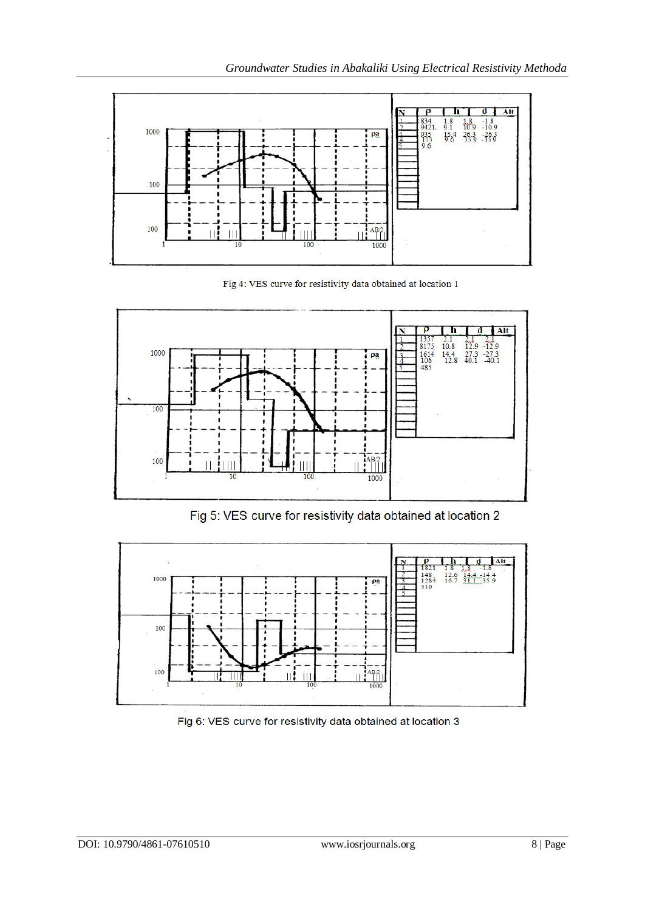| N | ρ | h | d | Alt |
| --- | --- | --- | --- | --- |
| 1 | 834 | 1.8 | 1.8 | -1.8 |
| 2 | 9421 | 9.1 | 10.9 | -10.9 |
| 3 | 935 | 15.4 | 26.3 | -26.3 |
| 4 | 153 | 9.6 | 35.9 | -35.9 |
| 5 | 9.6 | | | |

Fig 4: VES curve for resistivity data obtained at location 1

| N | ρ | h | d | Alt |
| --- | --- | --- | --- | --- |
| 1 | 1357 | 2.1 | 2.1 | 2.1 |
| 2 | 8175 | 10.8 | 12.9 | -12.9 |
| 3 | 1614 | 14.4 | 27.3 | -27.3 |
| 4 | 106 | 12.8 | 40.1 | -40.1 |
| 5 | 485 | | | |

Fig 5: VES curve for resistivity data obtained at location 2

| N | ρ | h | d | Alt |
| --- | --- | --- | --- | --- |
| 1 | 1821 | 1.8 | 1.8 | -1.8 |
| 2 | 148 | 12.6 | 14.4 | -14.4 |
| 3 | 1284 | 16.7 | 31.1 | -35.9 |
| 4 | 310 | | | |

Fig 6: VES curve for resistivity data obtained at location 3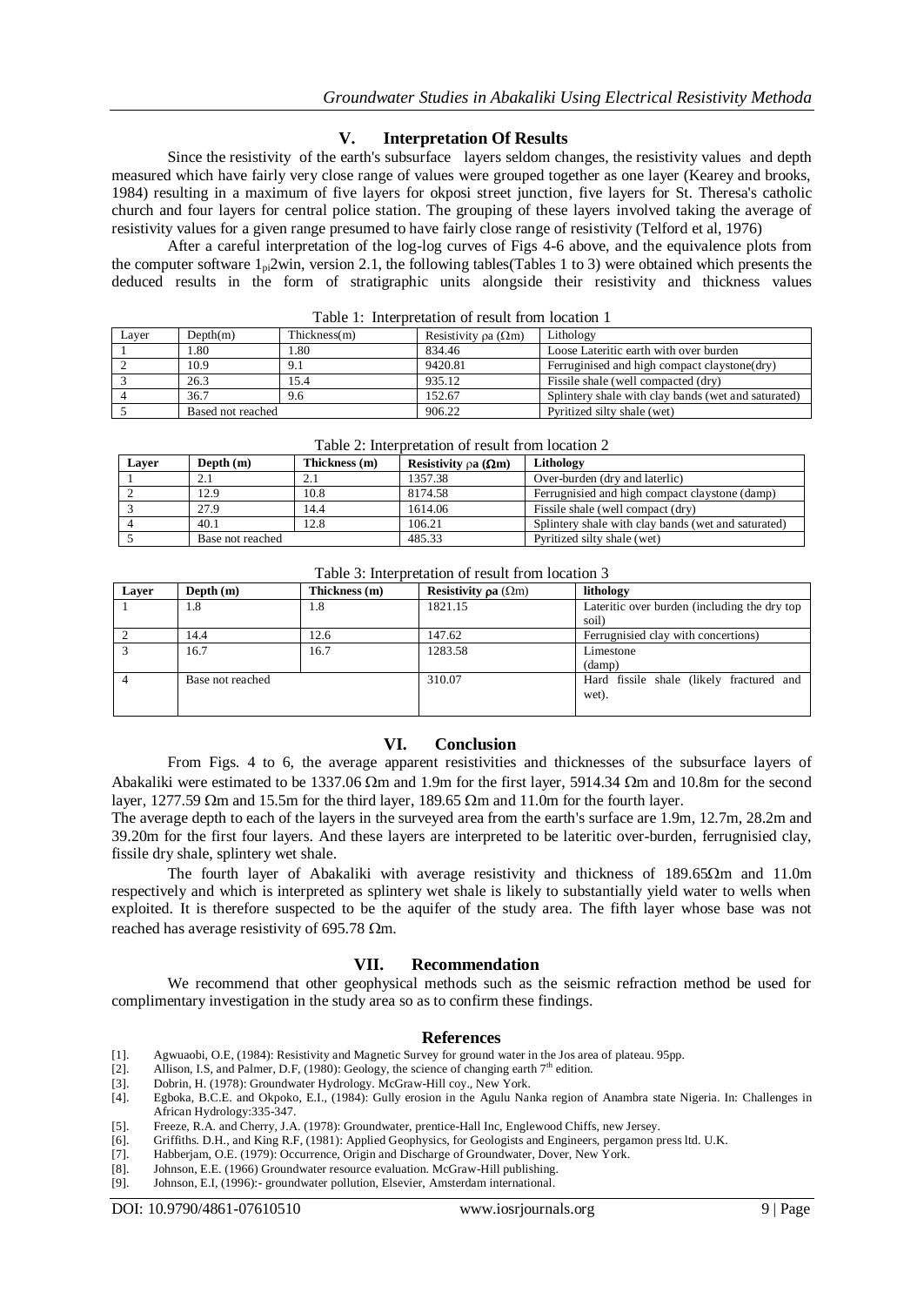## V. Interpretation Of Results

Since the resistivity of the earth's subsurface layers seldom changes, the resistivity values and depth measured which have fairly very close range of values were grouped together as one layer (Kearey and brooks, 1984) resulting in a maximum of five layers for okposi street junction, five layers for St. Theresa's catholic church and four layers for central police station. The grouping of these layers involved taking the average of resistivity values for a given range presumed to have fairly close range of resistivity (Telford et al, 1976)

After a careful interpretation of the log-log curves of Figs 4-6 above, and the equivalence plots from the computer software $1_{pi}$2win, version 2.1, the following tables(Tables 1 to 3) were obtained which presents the deduced results in the form of stratigraphic units alongside their resistivity and thickness values

Table 1: Interpretation of result from location 1

| Layer | Depth(m) | Thickness(m) | Resistivity ρa (Ωm) | Lithology |
|---|---|---|---|---|
| 1 | 1.80 | 1.80 | 834.46 | Loose Lateritic earth with over burden |
| 2 | 10.9 | 9.1 | 9420.81 | Ferruginised and high compact claystone(dry) |
| 3 | 26.3 | 15.4 | 935.12 | Fissile shale (well compacted (dry) |
| 4 | 36.7 | 9.6 | 152.67 | Splintery shale with clay bands (wet and saturated) |
| 5 | Based not reached | | 906.22 | Pyritized silty shale (wet) |

Table 2: Interpretation of result from location 2

| Layer | Depth (m) | Thickness (m) | Resistivity ρa (Ωm) | Lithology |
|---|---|---|---|---|
| 1 | 2.1 | 2.1 | 1357.38 | Over-burden (dry and laterlic) |
| 2 | 12.9 | 10.8 | 8174.58 | Ferrugnisied and high compact claystone (damp) |
| 3 | 27.9 | 14.4 | 1614.06 | Fissile shale (well compact (dry) |
| 4 | 40.1 | 12.8 | 106.21 | Splintery shale with clay bands (wet and saturated) |
| 5 | Base not reached | | 485.33 | Pyritized silty shale (wet) |

Table 3: Interpretation of result from location 3

| Layer | Depth (m) | Thickness (m) | Resistivity ρa (Ωm) | lithology |
|---|---|---|---|---|
| 1 | 1.8 | 1.8 | 1821.15 | Lateritic over burden (including the dry top soil) |
| 2 | 14.4 | 12.6 | 147.62 | Ferrugnisied clay with concertions) |
| 3 | 16.7 | 16.7 | 1283.58 | Limestone (damp) |
| 4 | Base not reached | | 310.07 | Hard fissile shale (likely fractured and wet). |

## VI. Conclusion

From Figs. 4 to 6, the average apparent resistivities and thicknesses of the subsurface layers of Abakaliki were estimated to be 1337.06 Ωm and 1.9m for the first layer, 5914.34 Ωm and 10.8m for the second layer, 1277.59 Ωm and 15.5m for the third layer, 189.65 Ωm and 11.0m for the fourth layer.

The average depth to each of the layers in the surveyed area from the earth's surface are 1.9m, 12.7m, 28.2m and 39.20m for the first four layers. And these layers are interpreted to be lateritic over-burden, ferrugnisied clay, fissile dry shale, splintery wet shale.

The fourth layer of Abakaliki with average resistivity and thickness of 189.65Ωm and 11.0m respectively and which is interpreted as splintery wet shale is likely to substantially yield water to wells when exploited. It is therefore suspected to be the aquifer of the study area. The fifth layer whose base was not reached has average resistivity of 695.78 Ωm.

## VII. Recommendation

We recommend that other geophysical methods such as the seismic refraction method be used for complimentary investigation in the study area so as to confirm these findings.

## References

[1]. Agwuaobi, O.E, (1984): Resistivity and Magnetic Survey for ground water in the Jos area of plateau. 95pp.
[2]. Allison, I.S, and Palmer, D.F, (1980): Geology, the science of changing earth 7th edition.
[3]. Dobrin, H. (1978): Groundwater Hydrology. McGraw-Hill coy., New York.
[4]. Egboka, B.C.E. and Okpoko, E.I., (1984): Gully erosion in the Agulu Nanka region of Anambra state Nigeria. In: Challenges in African Hydrology:335-347.
[5]. Freeze, R.A. and Cherry, J.A. (1978): Groundwater, prentice-Hall Inc, Englewood Chiffs, new Jersey.
[6]. Griffiths. D.H., and King R.F, (1981): Applied Geophysics, for Geologists and Engineers, pergamon press ltd. U.K.
[7]. Habberjam, O.E. (1979): Occurrence, Origin and Discharge of Groundwater, Dover, New York.
[8]. Johnson, E.E. (1966) Groundwater resource evaluation. McGraw-Hill publishing.
[9]. Johnson, E.I, (1996):- groundwater pollution, Elsevier, Amsterdam international.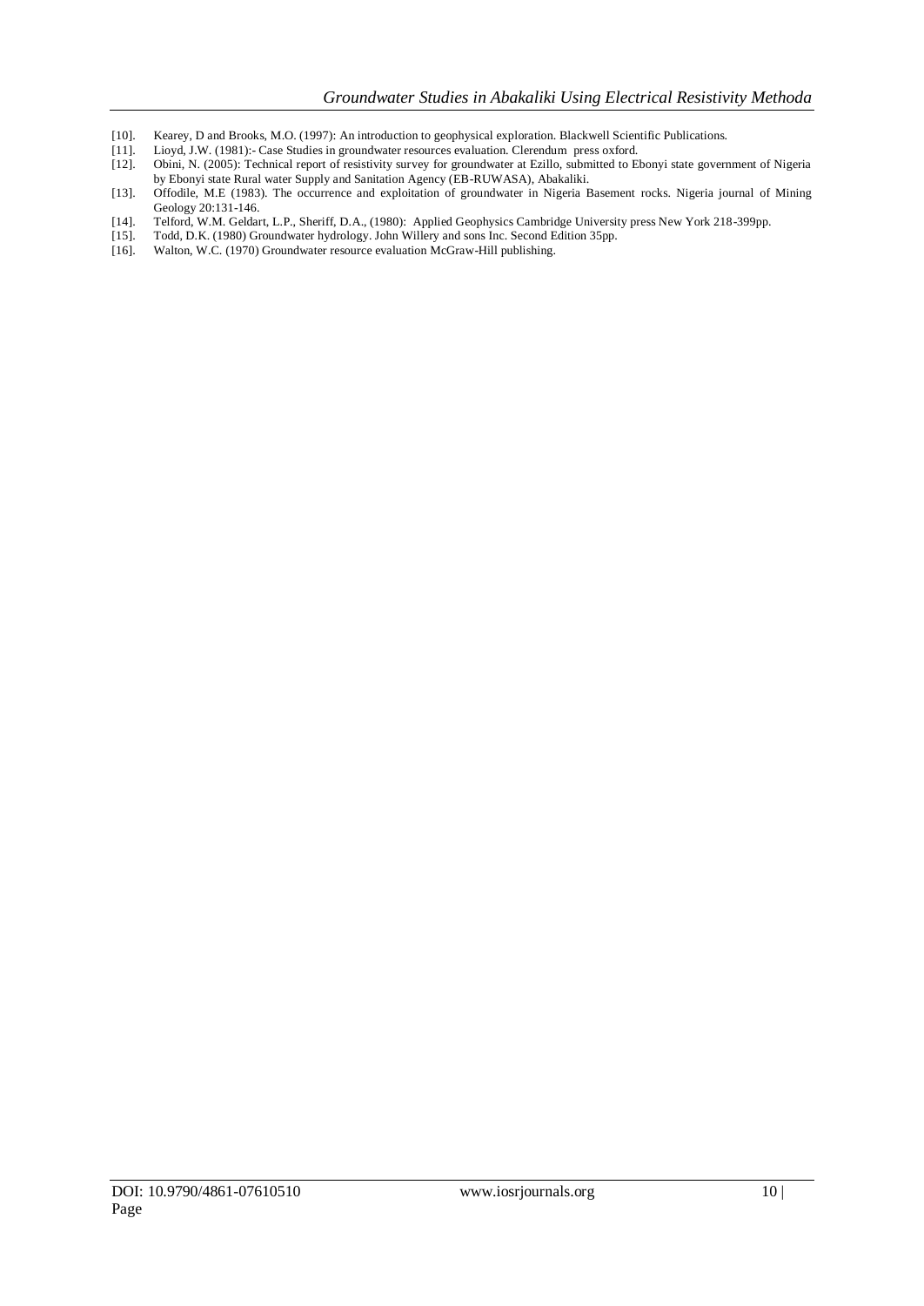[10]. Kearey, D and Brooks, M.O. (1997): An introduction to geophysical exploration. Blackwell Scientific Publications.

[11]. Lioyd, J.W. (1981):- Case Studies in groundwater resources evaluation. Clerendum press oxford.

[12]. Obini, N. (2005): Technical report of resistivity survey for groundwater at Ezillo, submitted to Ebonyi state government of Nigeria by Ebonyi state Rural water Supply and Sanitation Agency (EB-RUWASA), Abakaliki.

[13]. Offodile, M.E (1983). The occurrence and exploitation of groundwater in Nigeria Basement rocks. Nigeria journal of Mining Geology 20:131-146.

[14]. Telford, W.M. Geldart, L.P., Sheriff, D.A., (1980): Applied Geophysics Cambridge University press New York 218-399pp.

[15]. Todd, D.K. (1980) Groundwater hydrology. John Willery and sons Inc. Second Edition 35pp.

[16]. Walton, W.C. (1970) Groundwater resource evaluation McGraw-Hill publishing.